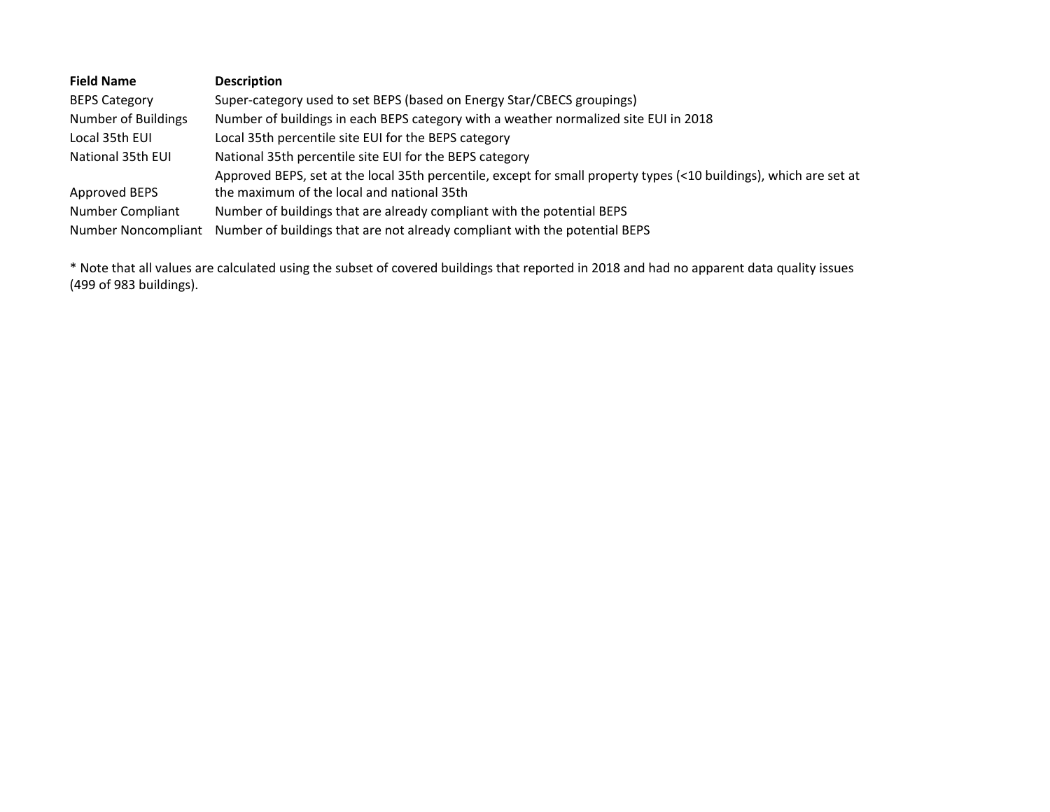| Field Name | Description |
| --- | --- |
| BEPS Category | Super-category used to set BEPS (based on Energy Star/CBECS groupings) |
| Number of Buildings | Number of buildings in each BEPS category with a weather normalized site EUI in 2018 |
| Local 35th EUI | Local 35th percentile site EUI for the BEPS category |
| National 35th EUI | National 35th percentile site EUI for the BEPS category |
| Approved BEPS | Approved BEPS, set at the local 35th percentile, except for small property types (<10 buildings), which are set at the maximum of the local and national 35th |
| Number Compliant | Number of buildings that are already compliant with the potential BEPS |
| Number Noncompliant | Number of buildings that are not already compliant with the potential BEPS |

* Note that all values are calculated using the subset of covered buildings that reported in 2018 and had no apparent data quality issues (499 of 983 buildings).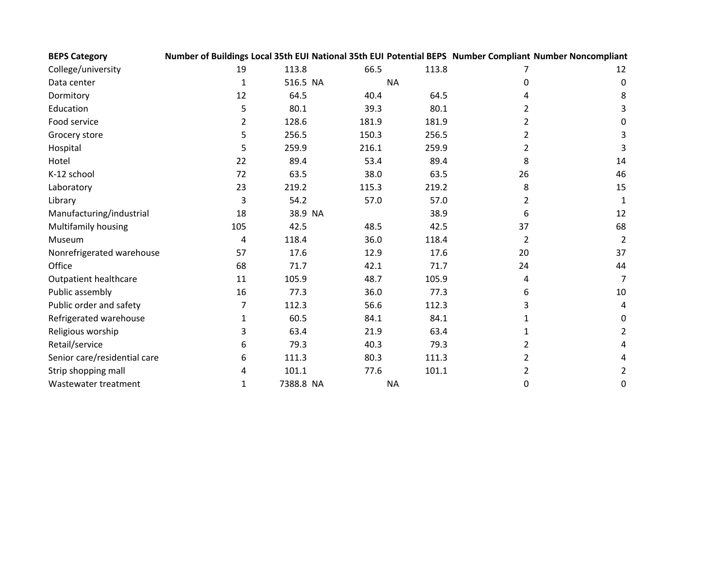| BEPS Category | Number of Buildings | Local 35th EUI | National 35th EUI | Potential BEPS | Number Compliant | Number Noncompliant |
|---|---|---|---|---|---|---|
| College/university | 19 | 113.8 | 66.5 | 113.8 | 7 | 12 |
| Data center | 1 | 516.5 | NA | NA | 0 | 0 |
| Dormitory | 12 | 64.5 | 40.4 | 64.5 | 4 | 8 |
| Education | 5 | 80.1 | 39.3 | 80.1 | 2 | 3 |
| Food service | 2 | 128.6 | 181.9 | 181.9 | 2 | 0 |
| Grocery store | 5 | 256.5 | 150.3 | 256.5 | 2 | 3 |
| Hospital | 5 | 259.9 | 216.1 | 259.9 | 2 | 3 |
| Hotel | 22 | 89.4 | 53.4 | 89.4 | 8 | 14 |
| K-12 school | 72 | 63.5 | 38.0 | 63.5 | 26 | 46 |
| Laboratory | 23 | 219.2 | 115.3 | 219.2 | 8 | 15 |
| Library | 3 | 54.2 | 57.0 | 57.0 | 2 | 1 |
| Manufacturing/industrial | 18 | 38.9 | NA | 38.9 | 6 | 12 |
| Multifamily housing | 105 | 42.5 | 48.5 | 42.5 | 37 | 68 |
| Museum | 4 | 118.4 | 36.0 | 118.4 | 2 | 2 |
| Nonrefrigerated warehouse | 57 | 17.6 | 12.9 | 17.6 | 20 | 37 |
| Office | 68 | 71.7 | 42.1 | 71.7 | 24 | 44 |
| Outpatient healthcare | 11 | 105.9 | 48.7 | 105.9 | 4 | 7 |
| Public assembly | 16 | 77.3 | 36.0 | 77.3 | 6 | 10 |
| Public order and safety | 7 | 112.3 | 56.6 | 112.3 | 3 | 4 |
| Refrigerated warehouse | 1 | 60.5 | 84.1 | 84.1 | 1 | 0 |
| Religious worship | 3 | 63.4 | 21.9 | 63.4 | 1 | 2 |
| Retail/service | 6 | 79.3 | 40.3 | 79.3 | 2 | 4 |
| Senior care/residential care | 6 | 111.3 | 80.3 | 111.3 | 2 | 4 |
| Strip shopping mall | 4 | 101.1 | 77.6 | 101.1 | 2 | 2 |
| Wastewater treatment | 1 | 7388.8 | NA | NA | 0 | 0 |